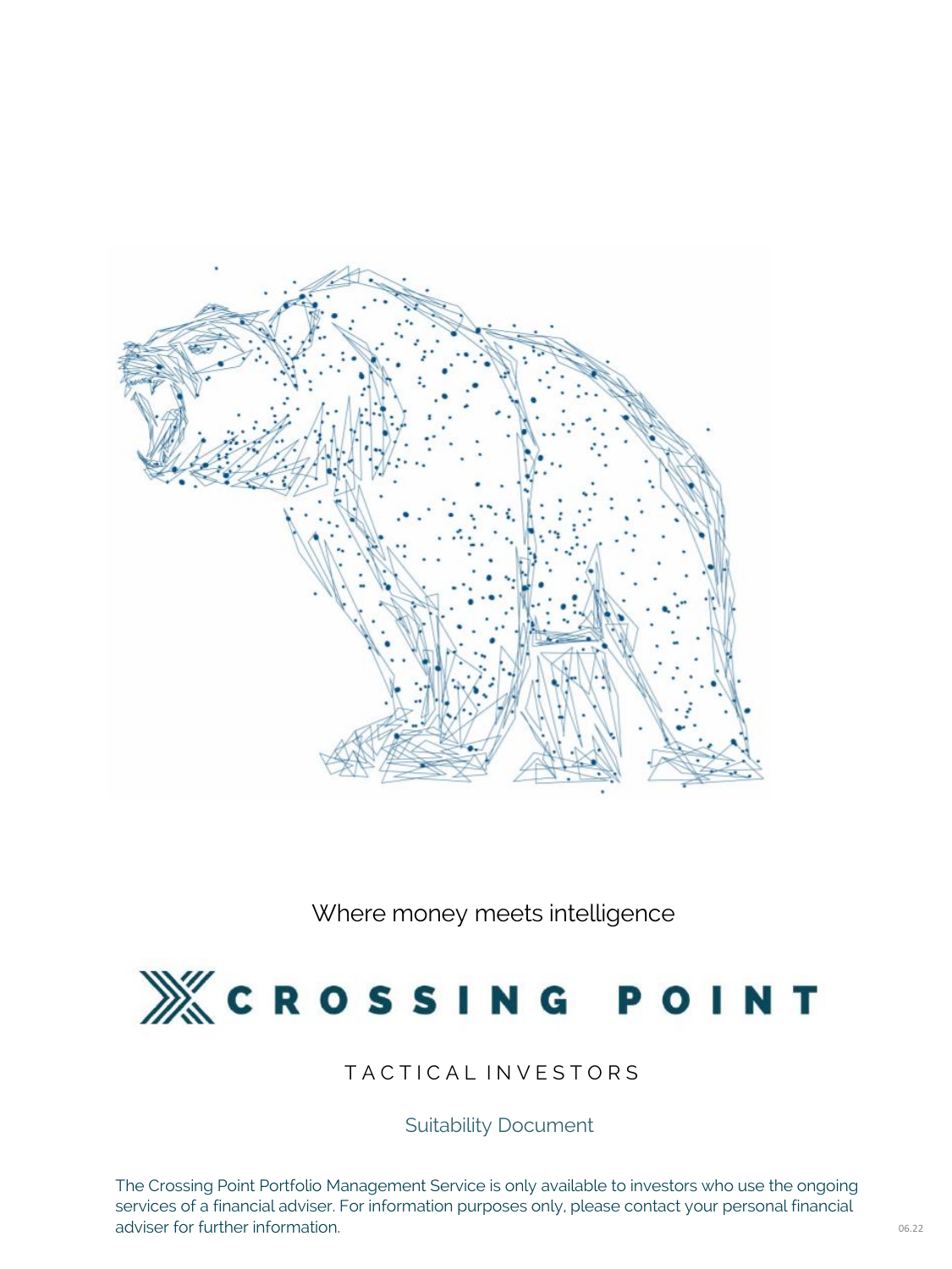Where money meets intelligence

# CROSSING POINT

TACTICAL INVESTORS

## Suitability Document

The Crossing Point Portfolio Management Service is only available to investors who use the ongoing services of a financial adviser. For information purposes only, please contact your personal financial adviser for further information.

06.22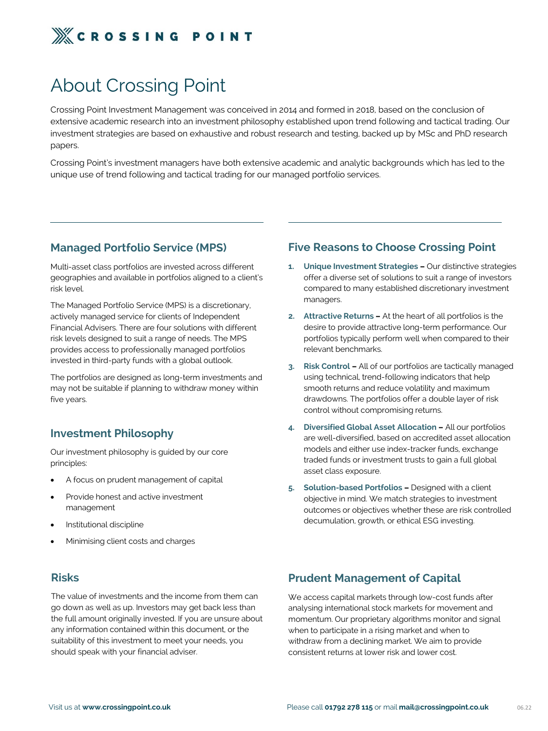# About Crossing Point

Crossing Point Investment Management was conceived in 2014 and formed in 2018, based on the conclusion of extensive academic research into an investment philosophy established upon trend following and tactical trading. Our investment strategies are based on exhaustive and robust research and testing, backed up by MSc and PhD research papers.

Crossing Point's investment managers have both extensive academic and analytic backgrounds which has led to the unique use of trend following and tactical trading for our managed portfolio services.

## Managed Portfolio Service (MPS)

Multi-asset class portfolios are invested across different geographies and available in portfolios aligned to a client's risk level.

The Managed Portfolio Service (MPS) is a discretionary, actively managed service for clients of Independent Financial Advisers. There are four solutions with different risk levels designed to suit a range of needs. The MPS provides access to professionally managed portfolios invested in third-party funds with a global outlook.

The portfolios are designed as long-term investments and may not be suitable if planning to withdraw money within five years.

## Investment Philosophy

Our investment philosophy is guided by our core principles:

- A focus on prudent management of capital
- Provide honest and active investment management
- Institutional discipline
- Minimising client costs and charges

## Risks

The value of investments and the income from them can go down as well as up. Investors may get back less than the full amount originally invested. If you are unsure about any information contained within this document, or the suitability of this investment to meet your needs, you should speak with your financial adviser.

## Five Reasons to Choose Crossing Point

1. **Unique Investment Strategies –** Our distinctive strategies offer a diverse set of solutions to suit a range of investors compared to many established discretionary investment managers.
2. **Attractive Returns –** At the heart of all portfolios is the desire to provide attractive long-term performance. Our portfolios typically perform well when compared to their relevant benchmarks.
3. **Risk Control –** All of our portfolios are tactically managed using technical, trend-following indicators that help smooth returns and reduce volatility and maximum drawdowns. The portfolios offer a double layer of risk control without compromising returns.
4. **Diversified Global Asset Allocation –** All our portfolios are well-diversified, based on accredited asset allocation models and either use index-tracker funds, exchange traded funds or investment trusts to gain a full global asset class exposure.
5. **Solution-based Portfolios –** Designed with a client objective in mind. We match strategies to investment outcomes or objectives whether these are risk controlled decumulation, growth, or ethical ESG investing.

## Prudent Management of Capital

We access capital markets through low-cost funds after analysing international stock markets for movement and momentum. Our proprietary algorithms monitor and signal when to participate in a rising market and when to withdraw from a declining market. We aim to provide consistent returns at lower risk and lower cost.

Visit us at **www.crossingpoint.co.uk** Please call **01792 278 115** or mail **mail@crossingpoint.co.uk**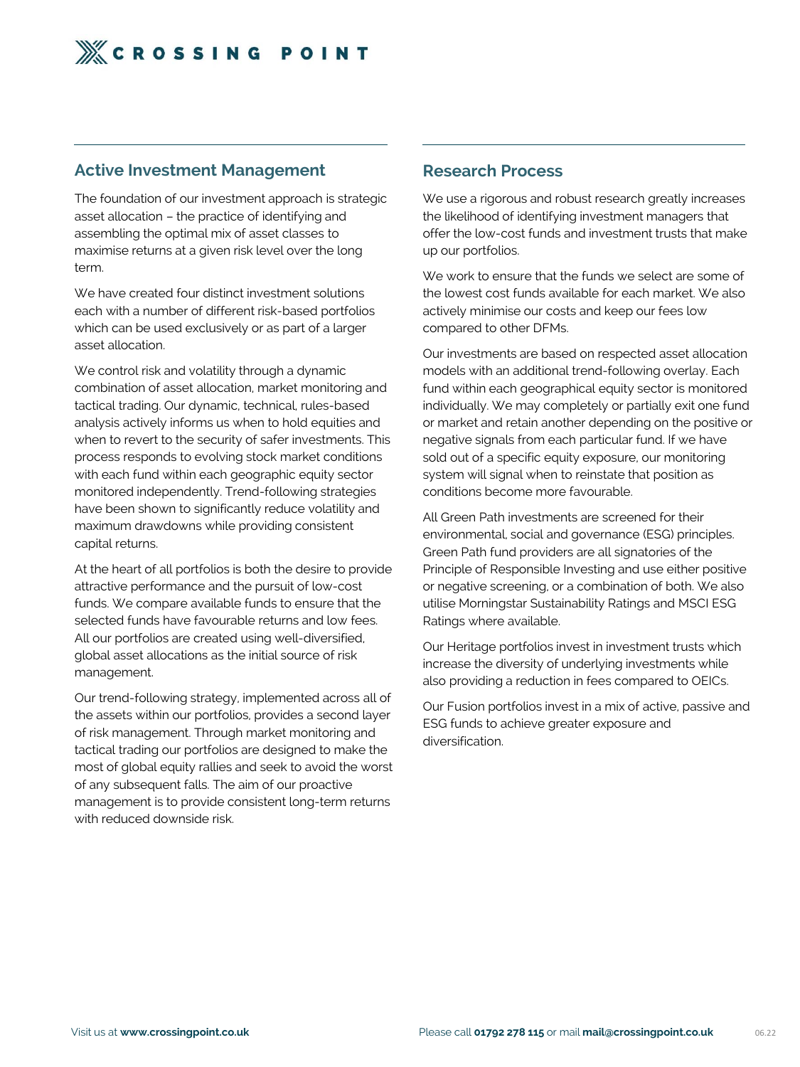## Active Investment Management

The foundation of our investment approach is strategic asset allocation – the practice of identifying and assembling the optimal mix of asset classes to maximise returns at a given risk level over the long term.

We have created four distinct investment solutions each with a number of different risk-based portfolios which can be used exclusively or as part of a larger asset allocation.

We control risk and volatility through a dynamic combination of asset allocation, market monitoring and tactical trading. Our dynamic, technical, rules-based analysis actively informs us when to hold equities and when to revert to the security of safer investments. This process responds to evolving stock market conditions with each fund within each geographic equity sector monitored independently. Trend-following strategies have been shown to significantly reduce volatility and maximum drawdowns while providing consistent capital returns.

At the heart of all portfolios is both the desire to provide attractive performance and the pursuit of low-cost funds. We compare available funds to ensure that the selected funds have favourable returns and low fees. All our portfolios are created using well-diversified, global asset allocations as the initial source of risk management.

Our trend-following strategy, implemented across all of the assets within our portfolios, provides a second layer of risk management. Through market monitoring and tactical trading our portfolios are designed to make the most of global equity rallies and seek to avoid the worst of any subsequent falls. The aim of our proactive management is to provide consistent long-term returns with reduced downside risk.

## Research Process

We use a rigorous and robust research greatly increases the likelihood of identifying investment managers that offer the low-cost funds and investment trusts that make up our portfolios.

We work to ensure that the funds we select are some of the lowest cost funds available for each market. We also actively minimise our costs and keep our fees low compared to other DFMs.

Our investments are based on respected asset allocation models with an additional trend-following overlay. Each fund within each geographical equity sector is monitored individually. We may completely or partially exit one fund or market and retain another depending on the positive or negative signals from each particular fund. If we have sold out of a specific equity exposure, our monitoring system will signal when to reinstate that position as conditions become more favourable.

All Green Path investments are screened for their environmental, social and governance (ESG) principles. Green Path fund providers are all signatories of the Principle of Responsible Investing and use either positive or negative screening, or a combination of both. We also utilise Morningstar Sustainability Ratings and MSCI ESG Ratings where available.

Our Heritage portfolios invest in investment trusts which increase the diversity of underlying investments while also providing a reduction in fees compared to OEICs.

Our Fusion portfolios invest in a mix of active, passive and ESG funds to achieve greater exposure and diversification.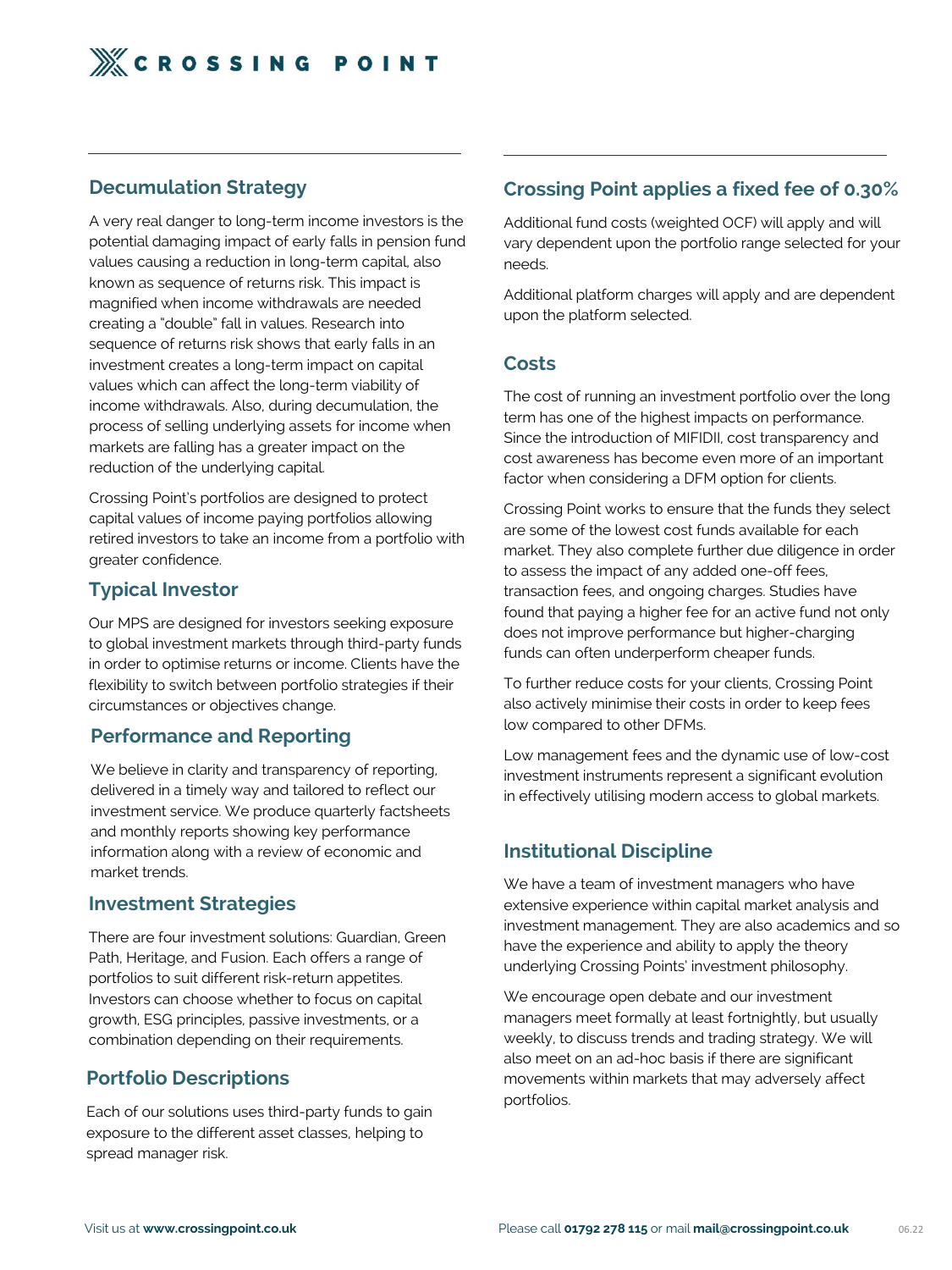## Decumulation Strategy

A very real danger to long-term income investors is the potential damaging impact of early falls in pension fund values causing a reduction in long-term capital, also known as sequence of returns risk. This impact is magnified when income withdrawals are needed creating a "double" fall in values. Research into sequence of returns risk shows that early falls in an investment creates a long-term impact on capital values which can affect the long-term viability of income withdrawals. Also, during decumulation, the process of selling underlying assets for income when markets are falling has a greater impact on the reduction of the underlying capital.

Crossing Point's portfolios are designed to protect capital values of income paying portfolios allowing retired investors to take an income from a portfolio with greater confidence.

## Typical Investor

Our MPS are designed for investors seeking exposure to global investment markets through third-party funds in order to optimise returns or income. Clients have the flexibility to switch between portfolio strategies if their circumstances or objectives change.

## Performance and Reporting

We believe in clarity and transparency of reporting, delivered in a timely way and tailored to reflect our investment service. We produce quarterly factsheets and monthly reports showing key performance information along with a review of economic and market trends.

## Investment Strategies

There are four investment solutions: Guardian, Green Path, Heritage, and Fusion. Each offers a range of portfolios to suit different risk-return appetites. Investors can choose whether to focus on capital growth, ESG principles, passive investments, or a combination depending on their requirements.

## Portfolio Descriptions

Each of our solutions uses third-party funds to gain exposure to the different asset classes, helping to spread manager risk.

## Crossing Point applies a fixed fee of 0.30%

Additional fund costs (weighted OCF) will apply and will vary dependent upon the portfolio range selected for your needs.

Additional platform charges will apply and are dependent upon the platform selected.

## Costs

The cost of running an investment portfolio over the long term has one of the highest impacts on performance. Since the introduction of MIFIDII, cost transparency and cost awareness has become even more of an important factor when considering a DFM option for clients.

Crossing Point works to ensure that the funds they select are some of the lowest cost funds available for each market. They also complete further due diligence in order to assess the impact of any added one-off fees, transaction fees, and ongoing charges. Studies have found that paying a higher fee for an active fund not only does not improve performance but higher-charging funds can often underperform cheaper funds.

To further reduce costs for your clients, Crossing Point also actively minimise their costs in order to keep fees low compared to other DFMs.

Low management fees and the dynamic use of low-cost investment instruments represent a significant evolution in effectively utilising modern access to global markets.

## Institutional Discipline

We have a team of investment managers who have extensive experience within capital market analysis and investment management. They are also academics and so have the experience and ability to apply the theory underlying Crossing Points' investment philosophy.

We encourage open debate and our investment managers meet formally at least fortnightly, but usually weekly, to discuss trends and trading strategy. We will also meet on an ad-hoc basis if there are significant movements within markets that may adversely affect portfolios.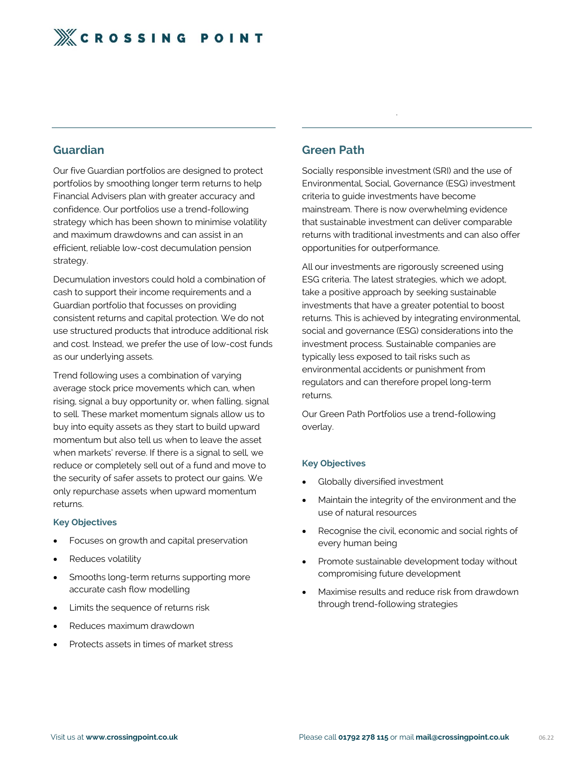## Guardian

Our five Guardian portfolios are designed to protect portfolios by smoothing longer term returns to help Financial Advisers plan with greater accuracy and confidence. Our portfolios use a trend-following strategy which has been shown to minimise volatility and maximum drawdowns and can assist in an efficient, reliable low-cost decumulation pension strategy.

Decumulation investors could hold a combination of cash to support their income requirements and a Guardian portfolio that focusses on providing consistent returns and capital protection. We do not use structured products that introduce additional risk and cost. Instead, we prefer the use of low-cost funds as our underlying assets.

Trend following uses a combination of varying average stock price movements which can, when rising, signal a buy opportunity or, when falling, signal to sell. These market momentum signals allow us to buy into equity assets as they start to build upward momentum but also tell us when to leave the asset when markets' reverse. If there is a signal to sell, we reduce or completely sell out of a fund and move to the security of safer assets to protect our gains. We only repurchase assets when upward momentum returns.

### Key Objectives

- Focuses on growth and capital preservation
- Reduces volatility
- Smooths long-term returns supporting more accurate cash flow modelling
- Limits the sequence of returns risk
- Reduces maximum drawdown
- Protects assets in times of market stress

## Green Path

Socially responsible investment (SRI) and the use of Environmental, Social, Governance (ESG) investment criteria to guide investments have become mainstream. There is now overwhelming evidence that sustainable investment can deliver comparable returns with traditional investments and can also offer opportunities for outperformance.

All our investments are rigorously screened using ESG criteria. The latest strategies, which we adopt, take a positive approach by seeking sustainable investments that have a greater potential to boost returns. This is achieved by integrating environmental, social and governance (ESG) considerations into the investment process. Sustainable companies are typically less exposed to tail risks such as environmental accidents or punishment from regulators and can therefore propel long-term returns.

Our Green Path Portfolios use a trend-following overlay.

### Key Objectives

- Globally diversified investment
- Maintain the integrity of the environment and the use of natural resources
- Recognise the civil, economic and social rights of every human being
- Promote sustainable development today without compromising future development
- Maximise results and reduce risk from drawdown through trend-following strategies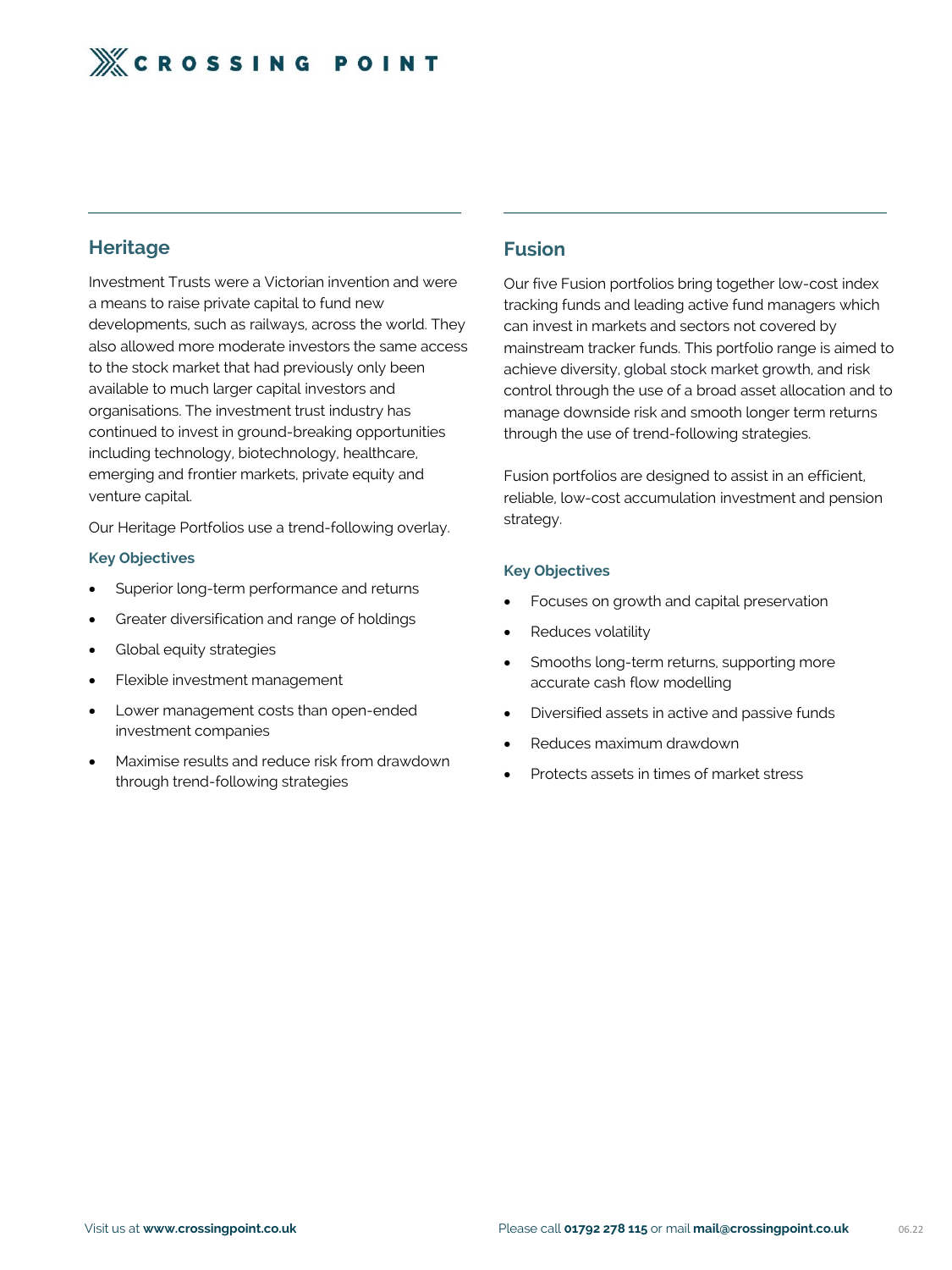## Heritage

Investment Trusts were a Victorian invention and were a means to raise private capital to fund new developments, such as railways, across the world. They also allowed more moderate investors the same access to the stock market that had previously only been available to much larger capital investors and organisations. The investment trust industry has continued to invest in ground-breaking opportunities including technology, biotechnology, healthcare, emerging and frontier markets, private equity and venture capital.

Our Heritage Portfolios use a trend-following overlay.

### Key Objectives

- Superior long-term performance and returns
- Greater diversification and range of holdings
- Global equity strategies
- Flexible investment management
- Lower management costs than open-ended investment companies
- Maximise results and reduce risk from drawdown through trend-following strategies

## Fusion

Our five Fusion portfolios bring together low-cost index tracking funds and leading active fund managers which can invest in markets and sectors not covered by mainstream tracker funds. This portfolio range is aimed to achieve diversity, global stock market growth, and risk control through the use of a broad asset allocation and to manage downside risk and smooth longer term returns through the use of trend-following strategies.

Fusion portfolios are designed to assist in an efficient, reliable, low-cost accumulation investment and pension strategy.

### Key Objectives

- Focuses on growth and capital preservation
- Reduces volatility
- Smooths long-term returns, supporting more accurate cash flow modelling
- Diversified assets in active and passive funds
- Reduces maximum drawdown
- Protects assets in times of market stress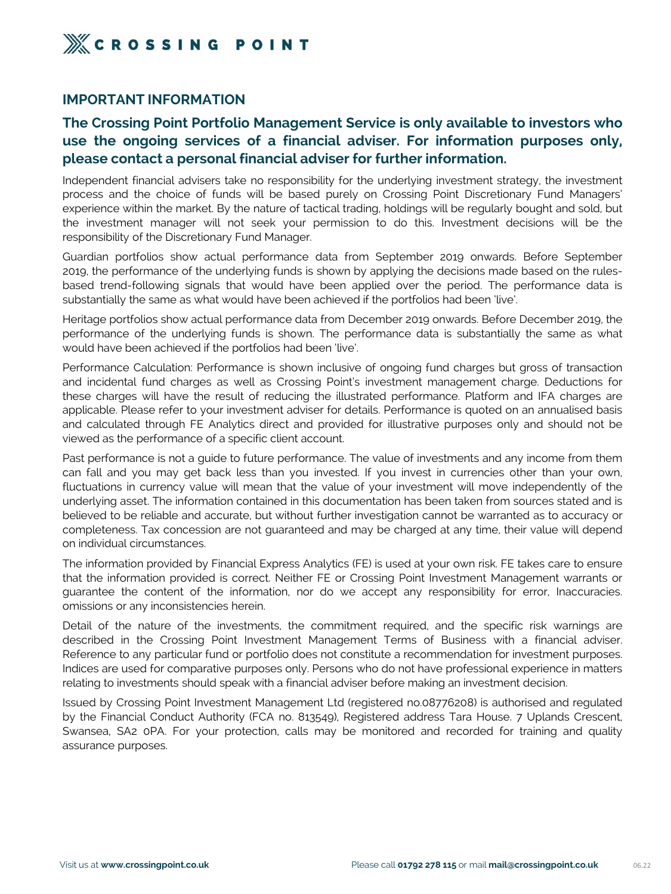# IMPORTANT INFORMATION

## The Crossing Point Portfolio Management Service is only available to investors who use the ongoing services of a financial adviser. For information purposes only, please contact a personal financial adviser for further information.

Independent financial advisers take no responsibility for the underlying investment strategy, the investment process and the choice of funds will be based purely on Crossing Point Discretionary Fund Managers' experience within the market. By the nature of tactical trading, holdings will be regularly bought and sold, but the investment manager will not seek your permission to do this. Investment decisions will be the responsibility of the Discretionary Fund Manager.

Guardian portfolios show actual performance data from September 2019 onwards. Before September 2019, the performance of the underlying funds is shown by applying the decisions made based on the rules-based trend-following signals that would have been applied over the period. The performance data is substantially the same as what would have been achieved if the portfolios had been 'live'.

Heritage portfolios show actual performance data from December 2019 onwards. Before December 2019, the performance of the underlying funds is shown. The performance data is substantially the same as what would have been achieved if the portfolios had been 'live'.

Performance Calculation: Performance is shown inclusive of ongoing fund charges but gross of transaction and incidental fund charges as well as Crossing Point's investment management charge. Deductions for these charges will have the result of reducing the illustrated performance. Platform and IFA charges are applicable. Please refer to your investment adviser for details. Performance is quoted on an annualised basis and calculated through FE Analytics direct and provided for illustrative purposes only and should not be viewed as the performance of a specific client account.

Past performance is not a guide to future performance. The value of investments and any income from them can fall and you may get back less than you invested. If you invest in currencies other than your own, fluctuations in currency value will mean that the value of your investment will move independently of the underlying asset. The information contained in this documentation has been taken from sources stated and is believed to be reliable and accurate, but without further investigation cannot be warranted as to accuracy or completeness. Tax concession are not guaranteed and may be charged at any time, their value will depend on individual circumstances.

The information provided by Financial Express Analytics (FE) is used at your own risk. FE takes care to ensure that the information provided is correct. Neither FE or Crossing Point Investment Management warrants or guarantee the content of the information, nor do we accept any responsibility for error, Inaccuracies. omissions or any inconsistencies herein.

Detail of the nature of the investments, the commitment required, and the specific risk warnings are described in the Crossing Point Investment Management Terms of Business with a financial adviser. Reference to any particular fund or portfolio does not constitute a recommendation for investment purposes. Indices are used for comparative purposes only. Persons who do not have professional experience in matters relating to investments should speak with a financial adviser before making an investment decision.

Issued by Crossing Point Investment Management Ltd (registered no.08776208) is authorised and regulated by the Financial Conduct Authority (FCA no. 813549), Registered address Tara House. 7 Uplands Crescent, Swansea, SA2 0PA. For your protection, calls may be monitored and recorded for training and quality assurance purposes.

Visit us at **www.crossingpoint.co.uk** Please call **01792 278 115** or mail **mail@crossingpoint.co.uk** 06.22